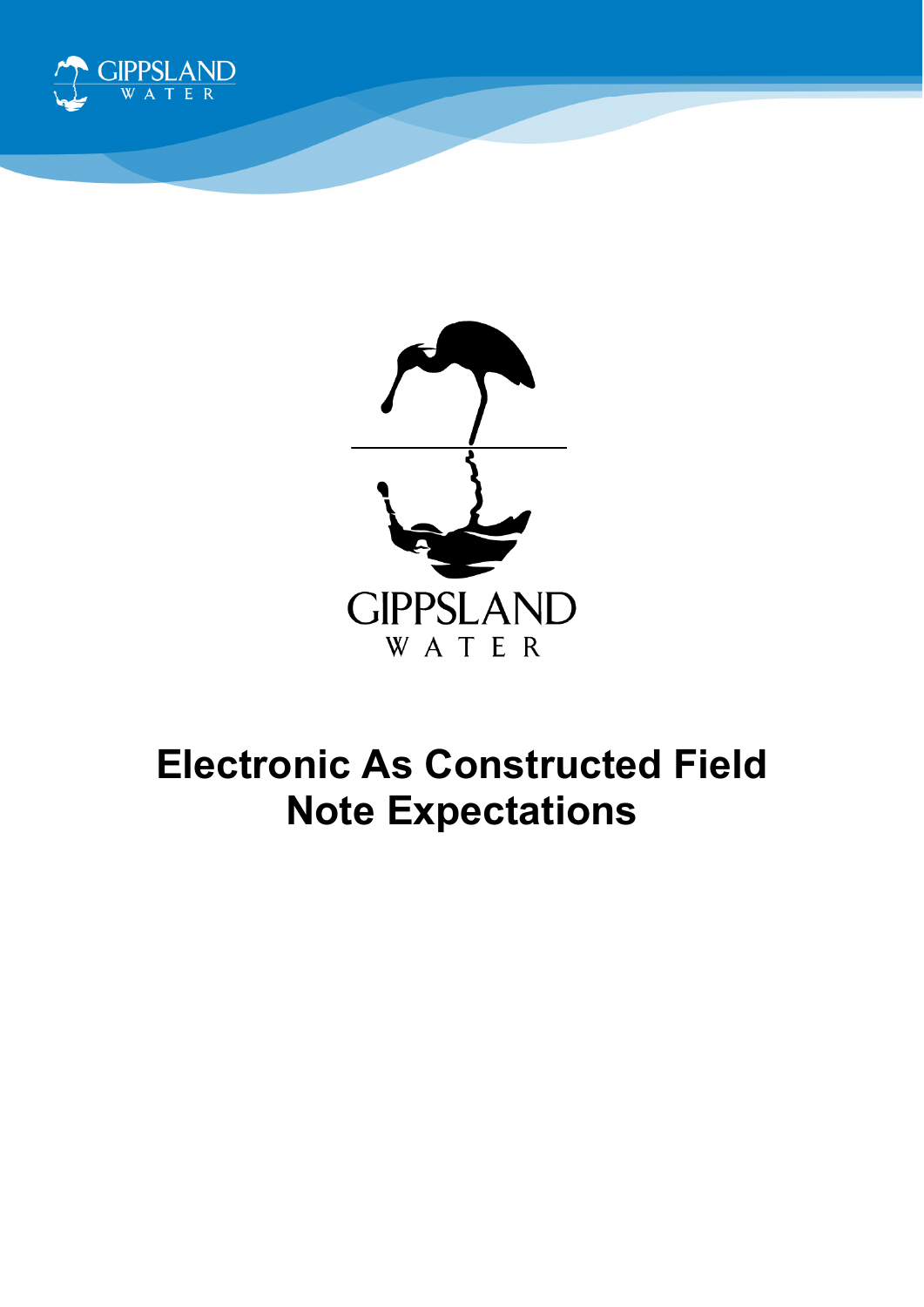# Electronic As Constructed Field Note Expectations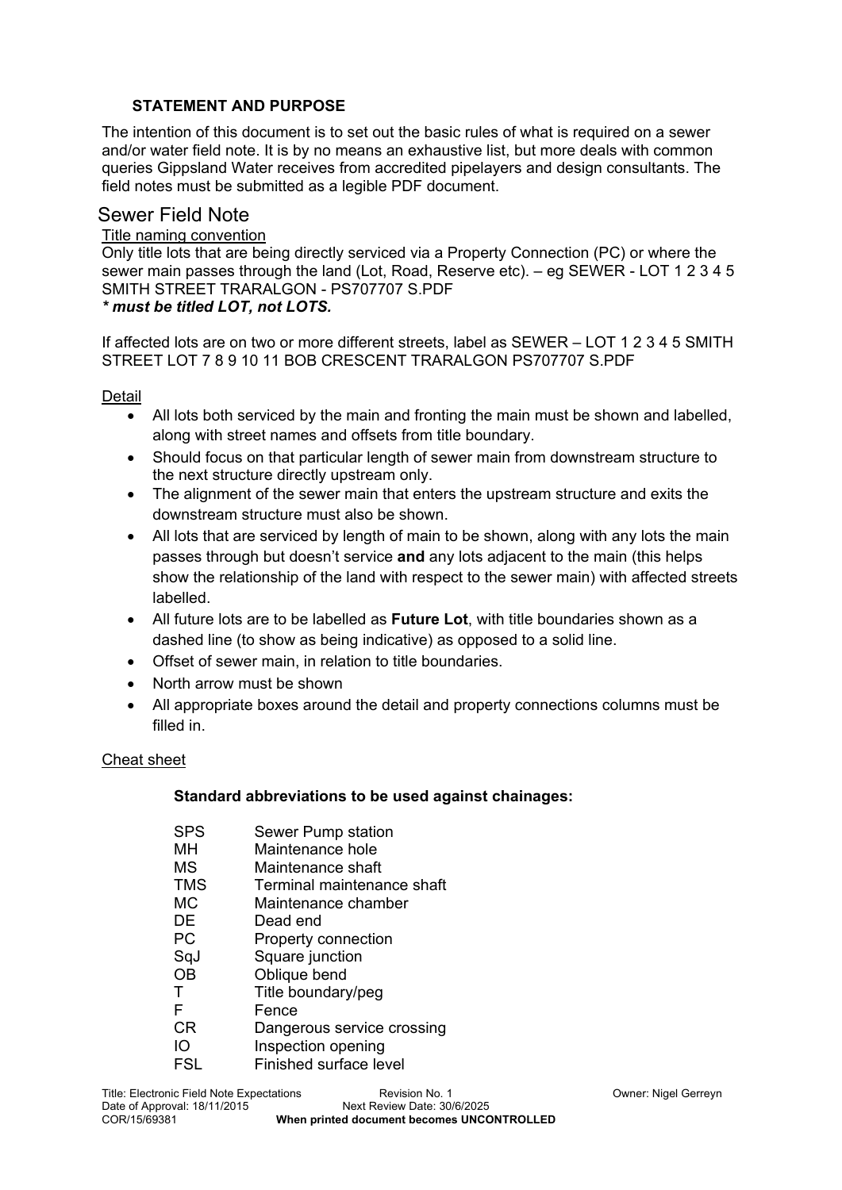### STATEMENT AND PURPOSE

The intention of this document is to set out the basic rules of what is required on a sewer and/or water field note. It is by no means an exhaustive list, but more deals with common queries Gippsland Water receives from accredited pipelayers and design consultants. The field notes must be submitted as a legible PDF document.

## Sewer Field Note

<u>Title naming convention</u>

Only title lots that are being directly serviced via a Property Connection (PC) or where the sewer main passes through the land (Lot, Road, Reserve etc). – eg SEWER - LOT 1 2 3 4 5 SMITH STREET TRARALGON - PS707707 S.PDF

***\* must be titled LOT, not LOTS.***

If affected lots are on two or more different streets, label as SEWER – LOT 1 2 3 4 5 SMITH STREET LOT 7 8 9 10 11 BOB CRESCENT TRARALGON PS707707 S.PDF

<u>Detail</u>

- All lots both serviced by the main and fronting the main must be shown and labelled, along with street names and offsets from title boundary.
- Should focus on that particular length of sewer main from downstream structure to the next structure directly upstream only.
- The alignment of the sewer main that enters the upstream structure and exits the downstream structure must also be shown.
- All lots that are serviced by length of main to be shown, along with any lots the main passes through but doesn't service **and** any lots adjacent to the main (this helps show the relationship of the land with respect to the sewer main) with affected streets labelled.
- All future lots are to be labelled as **Future Lot**, with title boundaries shown as a dashed line (to show as being indicative) as opposed to a solid line.
- Offset of sewer main, in relation to title boundaries.
- North arrow must be shown
- All appropriate boxes around the detail and property connections columns must be filled in.

<u>Cheat sheet</u>

**Standard abbreviations to be used against chainages:**

| | |
|---|---|
| SPS | Sewer Pump station |
| MH | Maintenance hole |
| MS | Maintenance shaft |
| TMS | Terminal maintenance shaft |
| MC | Maintenance chamber |
| DE | Dead end |
| PC | Property connection |
| SqJ | Square junction |
| OB | Oblique bend |
| T | Title boundary/peg |
| F | Fence |
| CR | Dangerous service crossing |
| IO | Inspection opening |
| FSL | Finished surface level |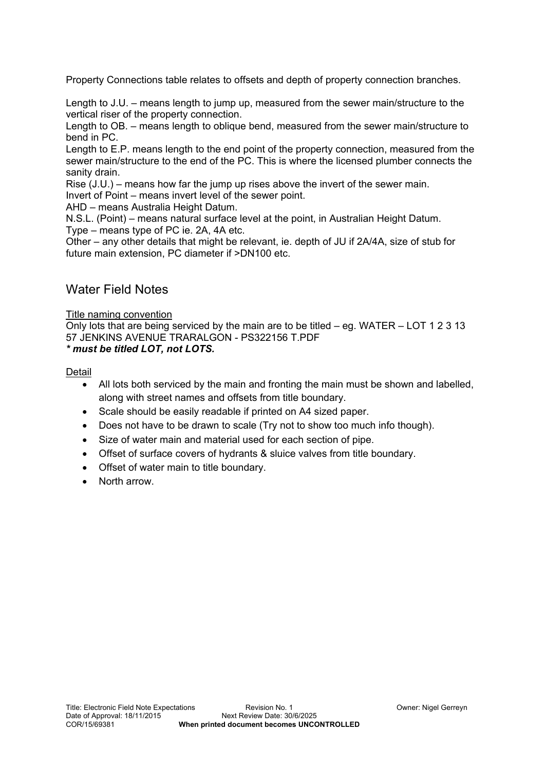Property Connections table relates to offsets and depth of property connection branches.

Length to J.U. – means length to jump up, measured from the sewer main/structure to the vertical riser of the property connection.
Length to OB. – means length to oblique bend, measured from the sewer main/structure to bend in PC.
Length to E.P. means length to the end point of the property connection, measured from the sewer main/structure to the end of the PC. This is where the licensed plumber connects the sanity drain.
Rise (J.U.) – means how far the jump up rises above the invert of the sewer main.
Invert of Point – means invert level of the sewer point.
AHD – means Australia Height Datum.
N.S.L. (Point) – means natural surface level at the point, in Australian Height Datum.
Type – means type of PC ie. 2A, 4A etc.
Other – any other details that might be relevant, ie. depth of JU if 2A/4A, size of stub for future main extension, PC diameter if >DN100 etc.

## Water Field Notes

<u>Title naming convention</u>
Only lots that are being serviced by the main are to be titled – eg. WATER – LOT 1 2 3 13 57 JENKINS AVENUE TRARALGON - PS322156 T.PDF
***\* must be titled LOT, not LOTS.***

<u>Detail</u>

- All lots both serviced by the main and fronting the main must be shown and labelled, along with street names and offsets from title boundary.
- Scale should be easily readable if printed on A4 sized paper.
- Does not have to be drawn to scale (Try not to show too much info though).
- Size of water main and material used for each section of pipe.
- Offset of surface covers of hydrants & sluice valves from title boundary.
- Offset of water main to title boundary.
- North arrow.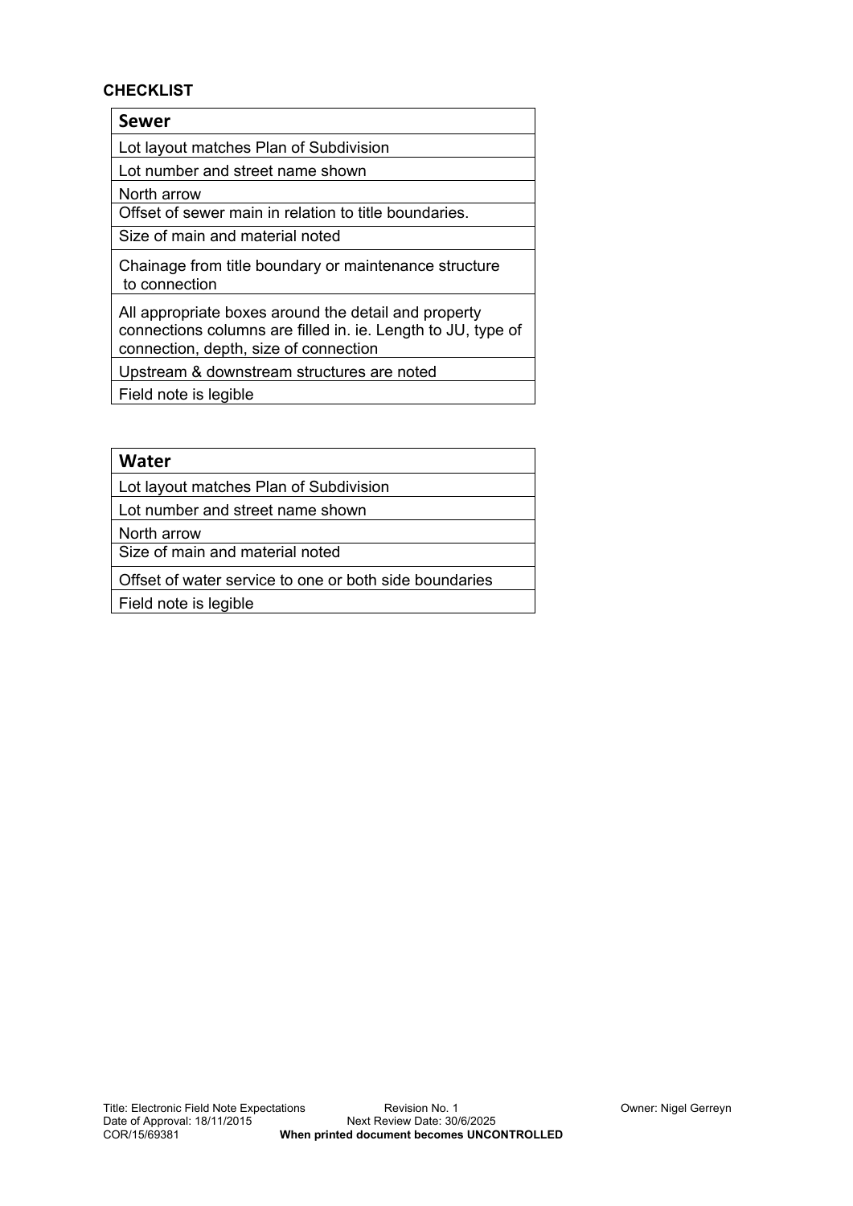**CHECKLIST**

| Sewer |
| --- |
| Lot layout matches Plan of Subdivision |
| Lot number and street name shown |
| North arrow |
| Offset of sewer main in relation to title boundaries. |
| Size of main and material noted |
| Chainage from title boundary or maintenance structure to connection |
| All appropriate boxes around the detail and property connections columns are filled in. ie. Length to JU, type of connection, depth, size of connection |
| Upstream & downstream structures are noted |
| Field note is legible |

| Water |
| --- |
| Lot layout matches Plan of Subdivision |
| Lot number and street name shown |
| North arrow |
| Size of main and material noted |
| Offset of water service to one or both side boundaries |
| Field note is legible |